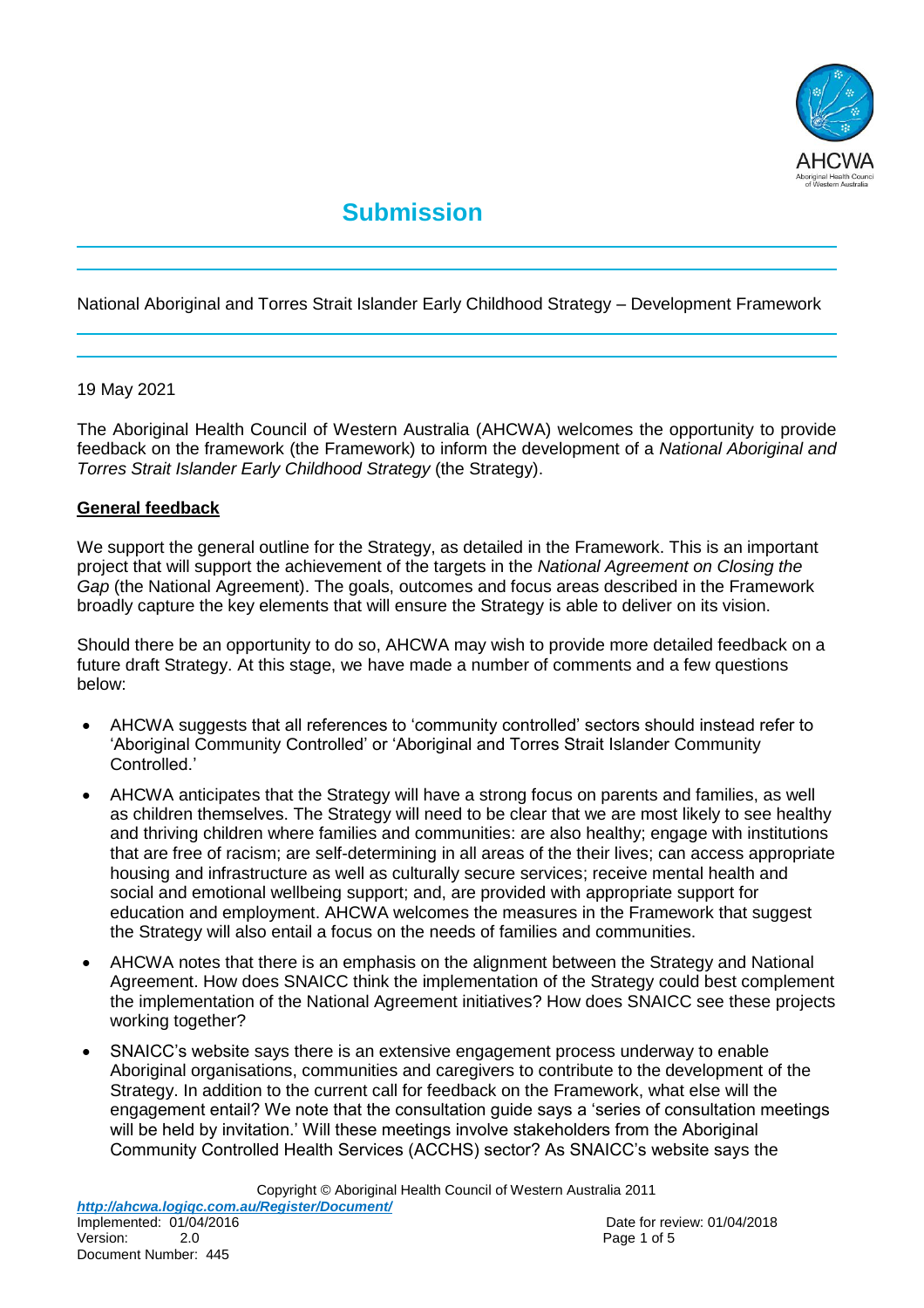# Submission

National Aboriginal and Torres Strait Islander Early Childhood Strategy – Development Framework

19 May 2021

The Aboriginal Health Council of Western Australia (AHCWA) welcomes the opportunity to provide feedback on the framework (the Framework) to inform the development of a *National Aboriginal and Torres Strait Islander Early Childhood Strategy* (the Strategy).

## General feedback

We support the general outline for the Strategy, as detailed in the Framework. This is an important project that will support the achievement of the targets in the *National Agreement on Closing the Gap* (the National Agreement). The goals, outcomes and focus areas described in the Framework broadly capture the key elements that will ensure the Strategy is able to deliver on its vision.

Should there be an opportunity to do so, AHCWA may wish to provide more detailed feedback on a future draft Strategy. At this stage, we have made a number of comments and a few questions below:

- AHCWA suggests that all references to 'community controlled' sectors should instead refer to 'Aboriginal Community Controlled' or 'Aboriginal and Torres Strait Islander Community Controlled.'
- AHCWA anticipates that the Strategy will have a strong focus on parents and families, as well as children themselves. The Strategy will need to be clear that we are most likely to see healthy and thriving children where families and communities: are also healthy; engage with institutions that are free of racism; are self-determining in all areas of the their lives; can access appropriate housing and infrastructure as well as culturally secure services; receive mental health and social and emotional wellbeing support; and, are provided with appropriate support for education and employment. AHCWA welcomes the measures in the Framework that suggest the Strategy will also entail a focus on the needs of families and communities.
- AHCWA notes that there is an emphasis on the alignment between the Strategy and National Agreement. How does SNAICC think the implementation of the Strategy could best complement the implementation of the National Agreement initiatives? How does SNAICC see these projects working together?
- SNAICC's website says there is an extensive engagement process underway to enable Aboriginal organisations, communities and caregivers to contribute to the development of the Strategy. In addition to the current call for feedback on the Framework, what else will the engagement entail? We note that the consultation guide says a 'series of consultation meetings will be held by invitation.' Will these meetings involve stakeholders from the Aboriginal Community Controlled Health Services (ACCHS) sector? As SNAICC's website says the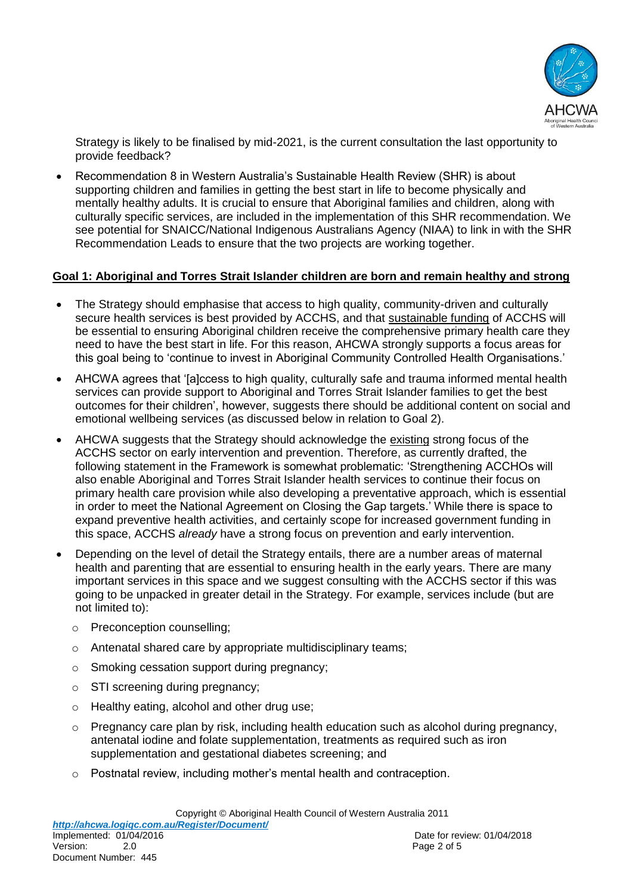Strategy is likely to be finalised by mid-2021, is the current consultation the last opportunity to provide feedback?

- Recommendation 8 in Western Australia's Sustainable Health Review (SHR) is about supporting children and families in getting the best start in life to become physically and mentally healthy adults. It is crucial to ensure that Aboriginal families and children, along with culturally specific services, are included in the implementation of this SHR recommendation. We see potential for SNAICC/National Indigenous Australians Agency (NIAA) to link in with the SHR Recommendation Leads to ensure that the two projects are working together.

**Goal 1: Aboriginal and Torres Strait Islander children are born and remain healthy and strong**

- The Strategy should emphasise that access to high quality, community-driven and culturally secure health services is best provided by ACCHS, and that sustainable funding of ACCHS will be essential to ensuring Aboriginal children receive the comprehensive primary health care they need to have the best start in life. For this reason, AHCWA strongly supports a focus areas for this goal being to 'continue to invest in Aboriginal Community Controlled Health Organisations.'
- AHCWA agrees that '[a]ccess to high quality, culturally safe and trauma informed mental health services can provide support to Aboriginal and Torres Strait Islander families to get the best outcomes for their children', however, suggests there should be additional content on social and emotional wellbeing services (as discussed below in relation to Goal 2).
- AHCWA suggests that the Strategy should acknowledge the existing strong focus of the ACCHS sector on early intervention and prevention. Therefore, as currently drafted, the following statement in the Framework is somewhat problematic: 'Strengthening ACCHOs will also enable Aboriginal and Torres Strait Islander health services to continue their focus on primary health care provision while also developing a preventative approach, which is essential in order to meet the National Agreement on Closing the Gap targets.' While there is space to expand preventive health activities, and certainly scope for increased government funding in this space, ACCHS *already* have a strong focus on prevention and early intervention.
- Depending on the level of detail the Strategy entails, there are a number areas of maternal health and parenting that are essential to ensuring health in the early years. There are many important services in this space and we suggest consulting with the ACCHS sector if this was going to be unpacked in greater detail in the Strategy. For example, services include (but are not limited to):
  - Preconception counselling;
  - Antenatal shared care by appropriate multidisciplinary teams;
  - Smoking cessation support during pregnancy;
  - STI screening during pregnancy;
  - Healthy eating, alcohol and other drug use;
  - Pregnancy care plan by risk, including health education such as alcohol during pregnancy, antenatal iodine and folate supplementation, treatments as required such as iron supplementation and gestational diabetes screening; and
  - Postnatal review, including mother's mental health and contraception.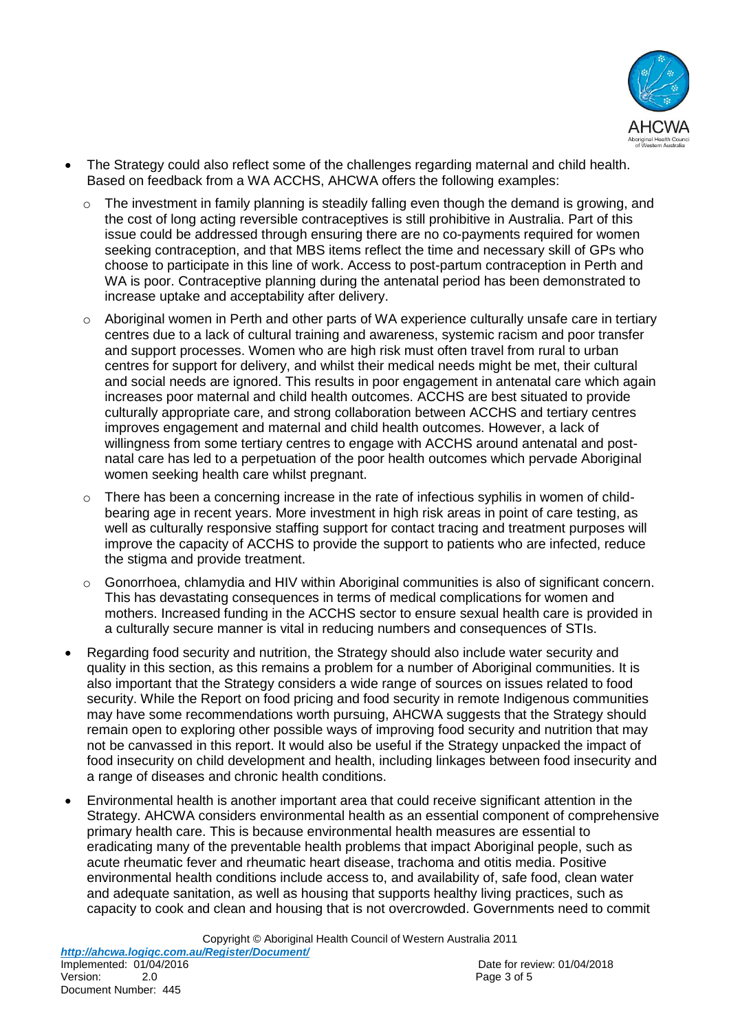- The Strategy could also reflect some of the challenges regarding maternal and child health. Based on feedback from a WA ACCHS, AHCWA offers the following examples:
  - The investment in family planning is steadily falling even though the demand is growing, and the cost of long acting reversible contraceptives is still prohibitive in Australia. Part of this issue could be addressed through ensuring there are no co-payments required for women seeking contraception, and that MBS items reflect the time and necessary skill of GPs who choose to participate in this line of work. Access to post-partum contraception in Perth and WA is poor. Contraceptive planning during the antenatal period has been demonstrated to increase uptake and acceptability after delivery.
  - Aboriginal women in Perth and other parts of WA experience culturally unsafe care in tertiary centres due to a lack of cultural training and awareness, systemic racism and poor transfer and support processes. Women who are high risk must often travel from rural to urban centres for support for delivery, and whilst their medical needs might be met, their cultural and social needs are ignored. This results in poor engagement in antenatal care which again increases poor maternal and child health outcomes. ACCHS are best situated to provide culturally appropriate care, and strong collaboration between ACCHS and tertiary centres improves engagement and maternal and child health outcomes. However, a lack of willingness from some tertiary centres to engage with ACCHS around antenatal and post-natal care has led to a perpetuation of the poor health outcomes which pervade Aboriginal women seeking health care whilst pregnant.
  - There has been a concerning increase in the rate of infectious syphilis in women of child-bearing age in recent years. More investment in high risk areas in point of care testing, as well as culturally responsive staffing support for contact tracing and treatment purposes will improve the capacity of ACCHS to provide the support to patients who are infected, reduce the stigma and provide treatment.
  - Gonorrhoea, chlamydia and HIV within Aboriginal communities is also of significant concern. This has devastating consequences in terms of medical complications for women and mothers. Increased funding in the ACCHS sector to ensure sexual health care is provided in a culturally secure manner is vital in reducing numbers and consequences of STIs.
- Regarding food security and nutrition, the Strategy should also include water security and quality in this section, as this remains a problem for a number of Aboriginal communities. It is also important that the Strategy considers a wide range of sources on issues related to food security. While the Report on food pricing and food security in remote Indigenous communities may have some recommendations worth pursuing, AHCWA suggests that the Strategy should remain open to exploring other possible ways of improving food security and nutrition that may not be canvassed in this report. It would also be useful if the Strategy unpacked the impact of food insecurity on child development and health, including linkages between food insecurity and a range of diseases and chronic health conditions.
- Environmental health is another important area that could receive significant attention in the Strategy. AHCWA considers environmental health as an essential component of comprehensive primary health care. This is because environmental health measures are essential to eradicating many of the preventable health problems that impact Aboriginal people, such as acute rheumatic fever and rheumatic heart disease, trachoma and otitis media. Positive environmental health conditions include access to, and availability of, safe food, clean water and adequate sanitation, as well as housing that supports healthy living practices, such as capacity to cook and clean and housing that is not overcrowded. Governments need to commit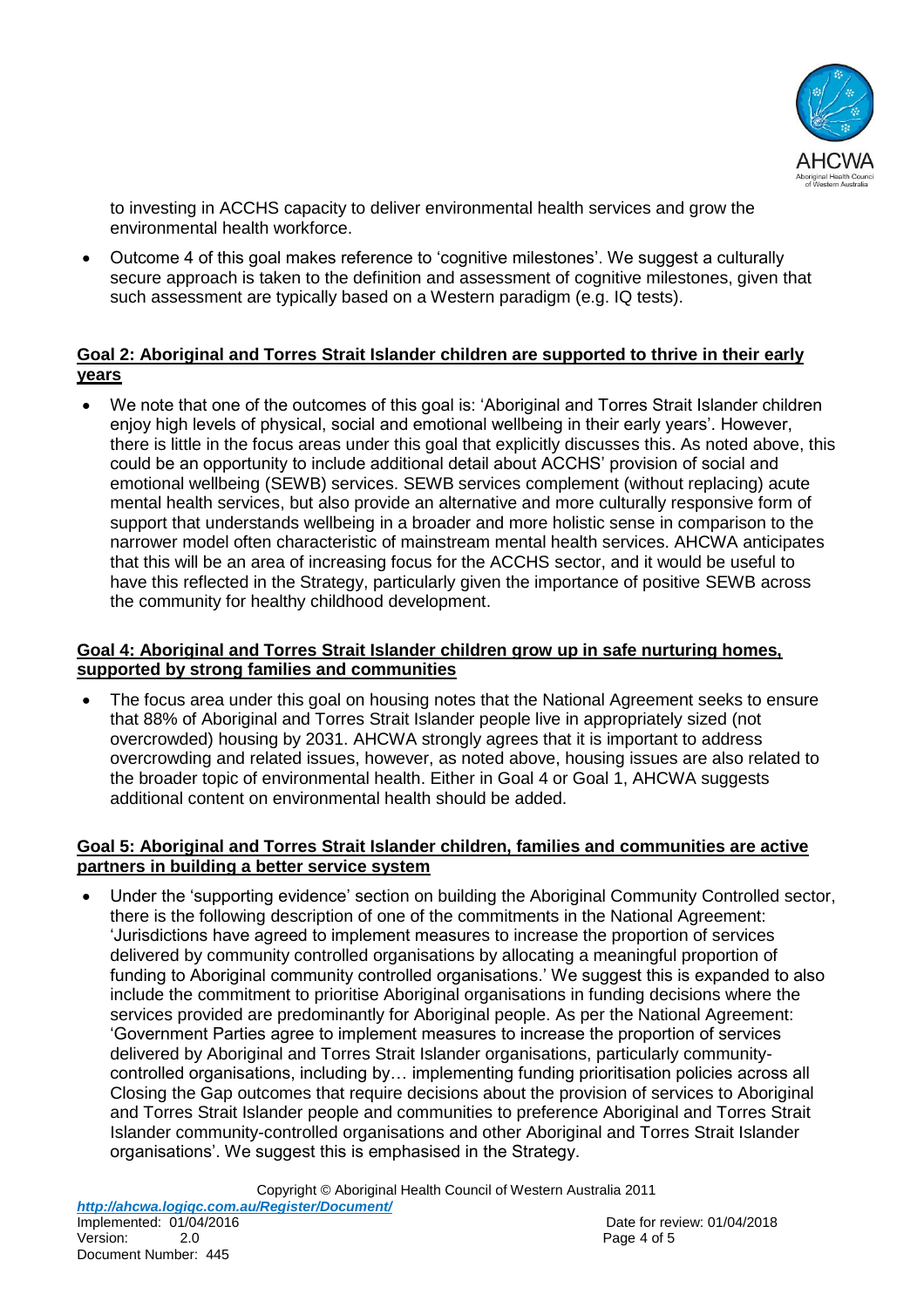to investing in ACCHS capacity to deliver environmental health services and grow the environmental health workforce.

- Outcome 4 of this goal makes reference to 'cognitive milestones'. We suggest a culturally secure approach is taken to the definition and assessment of cognitive milestones, given that such assessment are typically based on a Western paradigm (e.g. IQ tests).

**Goal 2: Aboriginal and Torres Strait Islander children are supported to thrive in their early years**

- We note that one of the outcomes of this goal is: 'Aboriginal and Torres Strait Islander children enjoy high levels of physical, social and emotional wellbeing in their early years'. However, there is little in the focus areas under this goal that explicitly discusses this. As noted above, this could be an opportunity to include additional detail about ACCHS' provision of social and emotional wellbeing (SEWB) services. SEWB services complement (without replacing) acute mental health services, but also provide an alternative and more culturally responsive form of support that understands wellbeing in a broader and more holistic sense in comparison to the narrower model often characteristic of mainstream mental health services. AHCWA anticipates that this will be an area of increasing focus for the ACCHS sector, and it would be useful to have this reflected in the Strategy, particularly given the importance of positive SEWB across the community for healthy childhood development.

**Goal 4: Aboriginal and Torres Strait Islander children grow up in safe nurturing homes, supported by strong families and communities**

- The focus area under this goal on housing notes that the National Agreement seeks to ensure that 88% of Aboriginal and Torres Strait Islander people live in appropriately sized (not overcrowded) housing by 2031. AHCWA strongly agrees that it is important to address overcrowding and related issues, however, as noted above, housing issues are also related to the broader topic of environmental health. Either in Goal 4 or Goal 1, AHCWA suggests additional content on environmental health should be added.

**Goal 5: Aboriginal and Torres Strait Islander children, families and communities are active partners in building a better service system**

- Under the 'supporting evidence' section on building the Aboriginal Community Controlled sector, there is the following description of one of the commitments in the National Agreement: 'Jurisdictions have agreed to implement measures to increase the proportion of services delivered by community controlled organisations by allocating a meaningful proportion of funding to Aboriginal community controlled organisations.' We suggest this is expanded to also include the commitment to prioritise Aboriginal organisations in funding decisions where the services provided are predominantly for Aboriginal people. As per the National Agreement: 'Government Parties agree to implement measures to increase the proportion of services delivered by Aboriginal and Torres Strait Islander organisations, particularly community-controlled organisations, including by… implementing funding prioritisation policies across all Closing the Gap outcomes that require decisions about the provision of services to Aboriginal and Torres Strait Islander people and communities to preference Aboriginal and Torres Strait Islander community-controlled organisations and other Aboriginal and Torres Strait Islander organisations'. We suggest this is emphasised in the Strategy.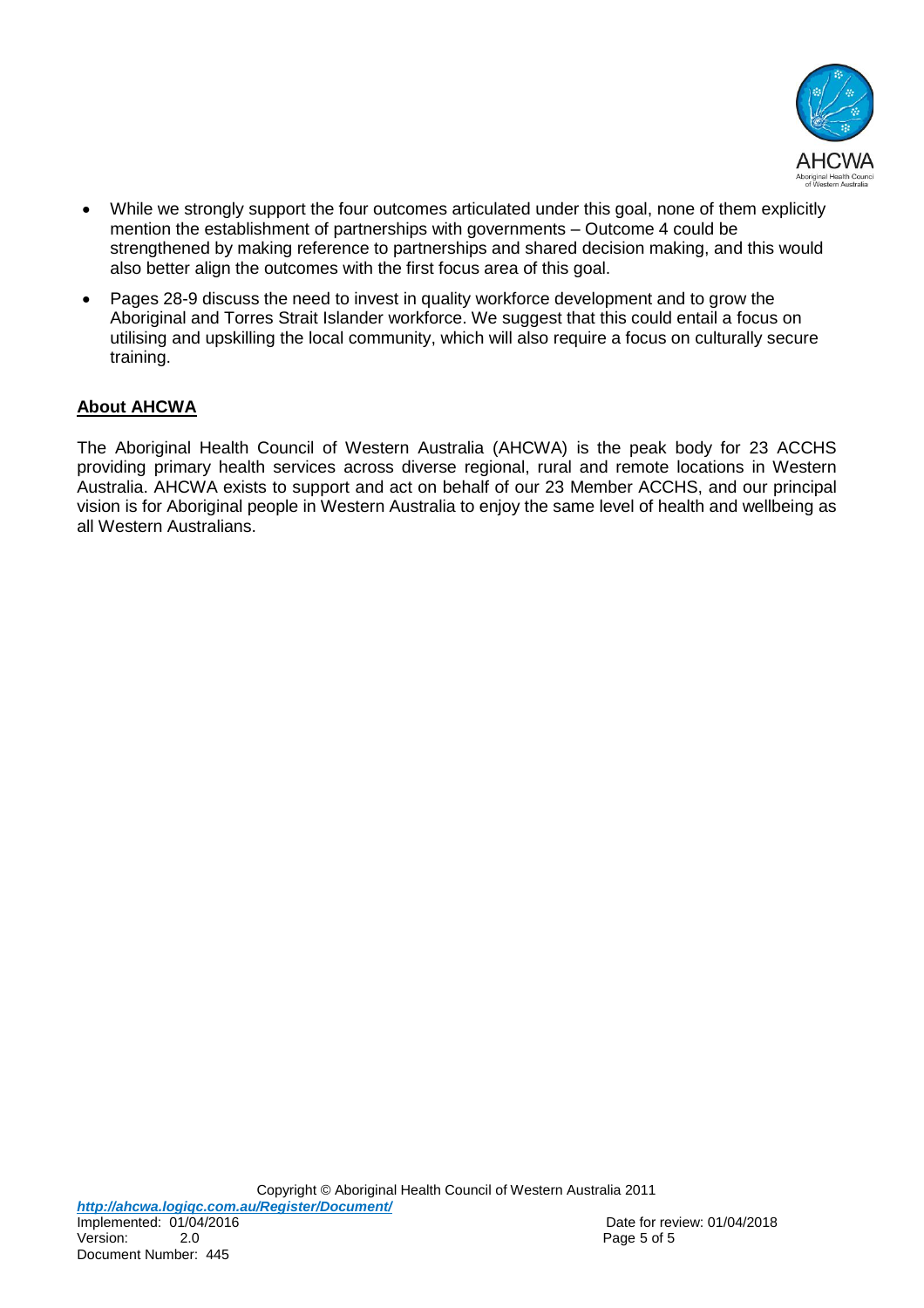- While we strongly support the four outcomes articulated under this goal, none of them explicitly mention the establishment of partnerships with governments – Outcome 4 could be strengthened by making reference to partnerships and shared decision making, and this would also better align the outcomes with the first focus area of this goal.
- Pages 28-9 discuss the need to invest in quality workforce development and to grow the Aboriginal and Torres Strait Islander workforce. We suggest that this could entail a focus on utilising and upskilling the local community, which will also require a focus on culturally secure training.

## About AHCWA

The Aboriginal Health Council of Western Australia (AHCWA) is the peak body for 23 ACCHS providing primary health services across diverse regional, rural and remote locations in Western Australia. AHCWA exists to support and act on behalf of our 23 Member ACCHS, and our principal vision is for Aboriginal people in Western Australia to enjoy the same level of health and wellbeing as all Western Australians.